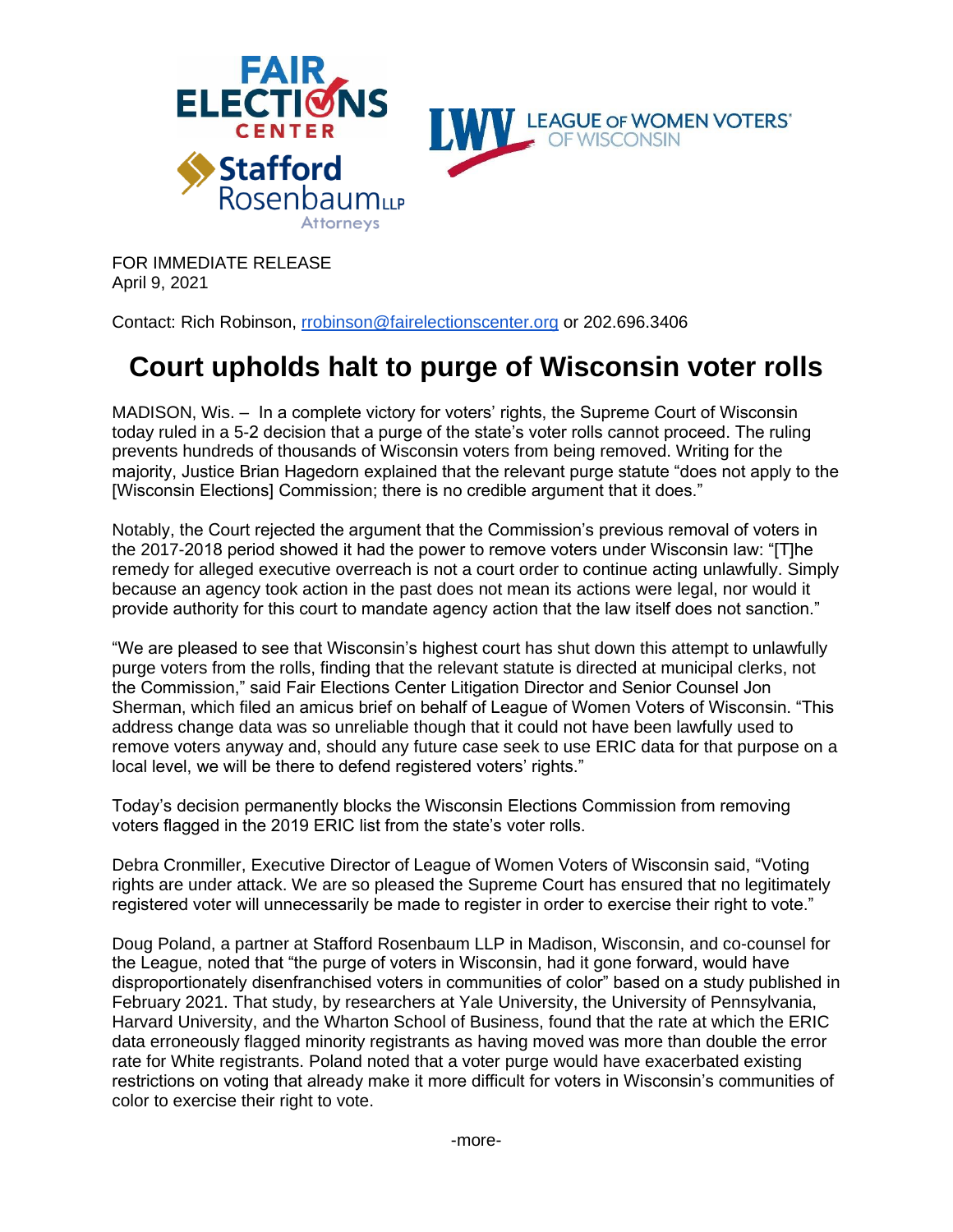FOR IMMEDIATE RELEASE
April 9, 2021

Contact: Rich Robinson, rrobinson@fairelectionscenter.org or 202.696.3406

# Court upholds halt to purge of Wisconsin voter rolls

MADISON, Wis. – In a complete victory for voters' rights, the Supreme Court of Wisconsin today ruled in a 5-2 decision that a purge of the state's voter rolls cannot proceed. The ruling prevents hundreds of thousands of Wisconsin voters from being removed. Writing for the majority, Justice Brian Hagedorn explained that the relevant purge statute "does not apply to the [Wisconsin Elections] Commission; there is no credible argument that it does."

Notably, the Court rejected the argument that the Commission's previous removal of voters in the 2017-2018 period showed it had the power to remove voters under Wisconsin law: "[T]he remedy for alleged executive overreach is not a court order to continue acting unlawfully. Simply because an agency took action in the past does not mean its actions were legal, nor would it provide authority for this court to mandate agency action that the law itself does not sanction."

"We are pleased to see that Wisconsin's highest court has shut down this attempt to unlawfully purge voters from the rolls, finding that the relevant statute is directed at municipal clerks, not the Commission," said Fair Elections Center Litigation Director and Senior Counsel Jon Sherman, which filed an amicus brief on behalf of League of Women Voters of Wisconsin. "This address change data was so unreliable though that it could not have been lawfully used to remove voters anyway and, should any future case seek to use ERIC data for that purpose on a local level, we will be there to defend registered voters' rights."

Today's decision permanently blocks the Wisconsin Elections Commission from removing voters flagged in the 2019 ERIC list from the state's voter rolls.

Debra Cronmiller, Executive Director of League of Women Voters of Wisconsin said, "Voting rights are under attack. We are so pleased the Supreme Court has ensured that no legitimately registered voter will unnecessarily be made to register in order to exercise their right to vote."

Doug Poland, a partner at Stafford Rosenbaum LLP in Madison, Wisconsin, and co-counsel for the League, noted that "the purge of voters in Wisconsin, had it gone forward, would have disproportionately disenfranchised voters in communities of color" based on a study published in February 2021. That study, by researchers at Yale University, the University of Pennsylvania, Harvard University, and the Wharton School of Business, found that the rate at which the ERIC data erroneously flagged minority registrants as having moved was more than double the error rate for White registrants. Poland noted that a voter purge would have exacerbated existing restrictions on voting that already make it more difficult for voters in Wisconsin's communities of color to exercise their right to vote.

-more-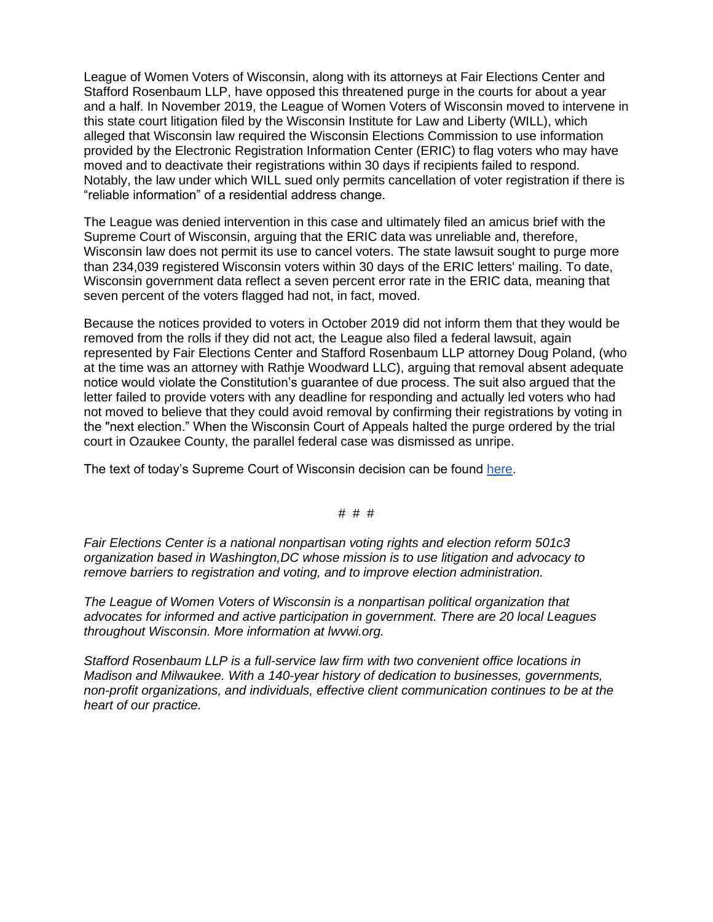League of Women Voters of Wisconsin, along with its attorneys at Fair Elections Center and Stafford Rosenbaum LLP, have opposed this threatened purge in the courts for about a year and a half. In November 2019, the League of Women Voters of Wisconsin moved to intervene in this state court litigation filed by the Wisconsin Institute for Law and Liberty (WILL), which alleged that Wisconsin law required the Wisconsin Elections Commission to use information provided by the Electronic Registration Information Center (ERIC) to flag voters who may have moved and to deactivate their registrations within 30 days if recipients failed to respond. Notably, the law under which WILL sued only permits cancellation of voter registration if there is "reliable information" of a residential address change.

The League was denied intervention in this case and ultimately filed an amicus brief with the Supreme Court of Wisconsin, arguing that the ERIC data was unreliable and, therefore, Wisconsin law does not permit its use to cancel voters. The state lawsuit sought to purge more than 234,039 registered Wisconsin voters within 30 days of the ERIC letters' mailing. To date, Wisconsin government data reflect a seven percent error rate in the ERIC data, meaning that seven percent of the voters flagged had not, in fact, moved.

Because the notices provided to voters in October 2019 did not inform them that they would be removed from the rolls if they did not act, the League also filed a federal lawsuit, again represented by Fair Elections Center and Stafford Rosenbaum LLP attorney Doug Poland, (who at the time was an attorney with Rathje Woodward LLC), arguing that removal absent adequate notice would violate the Constitution's guarantee of due process. The suit also argued that the letter failed to provide voters with any deadline for responding and actually led voters who had not moved to believe that they could avoid removal by confirming their registrations by voting in the "next election." When the Wisconsin Court of Appeals halted the purge ordered by the trial court in Ozaukee County, the parallel federal case was dismissed as unripe.

The text of today's Supreme Court of Wisconsin decision can be found [here](#).

# # #

*Fair Elections Center is a national nonpartisan voting rights and election reform 501c3 organization based in Washington,DC whose mission is to use litigation and advocacy to remove barriers to registration and voting, and to improve election administration.*

*The League of Women Voters of Wisconsin is a nonpartisan political organization that advocates for informed and active participation in government. There are 20 local Leagues throughout Wisconsin. More information at lwvwi.org.*

*Stafford Rosenbaum LLP is a full-service law firm with two convenient office locations in Madison and Milwaukee. With a 140-year history of dedication to businesses, governments, non-profit organizations, and individuals, effective client communication continues to be at the heart of our practice.*